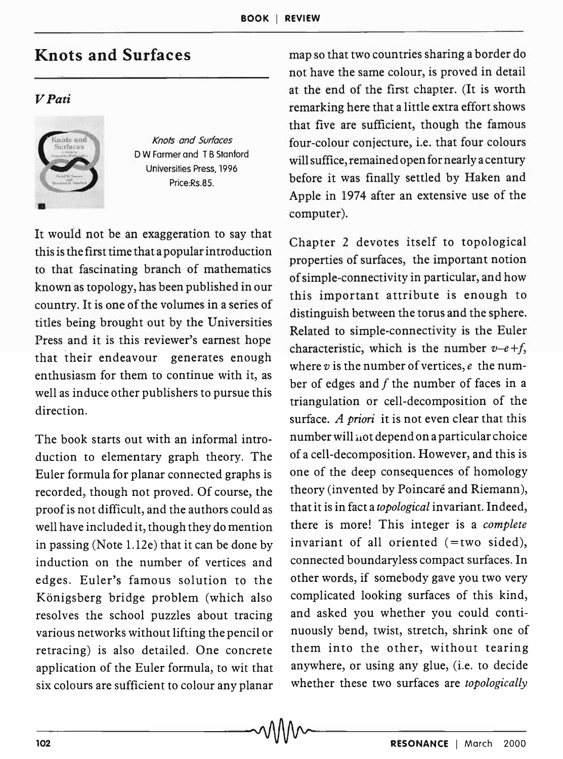# Knots and Surfaces

*V Pati*

*Knots and Surfaces*
D W Farmer and T B Stanford
Universities Press, 1996
Price:Rs.85.

It would not be an exaggeration to say that this is the first time that a popular introduction to that fascinating branch of mathematics known as topology, has been published in our country. It is one of the volumes in a series of titles being brought out by the Universities Press and it is this reviewer's earnest hope that their endeavour generates enough enthusiasm for them to continue with it, as well as induce other publishers to pursue this direction.

The book starts out with an informal introduction to elementary graph theory. The Euler formula for planar connected graphs is recorded, though not proved. Of course, the proof is not difficult, and the authors could as well have included it, though they do mention in passing (Note 1.12e) that it can be done by induction on the number of vertices and edges. Euler's famous solution to the Königsberg bridge problem (which also resolves the school puzzles about tracing various networks without lifting the pencil or retracing) is also detailed. One concrete application of the Euler formula, to wit that six colours are sufficient to colour any planar map so that two countries sharing a border do not have the same colour, is proved in detail at the end of the first chapter. (It is worth remarking here that a little extra effort shows that five are sufficient, though the famous four-colour conjecture, i.e. that four colours will suffice, remained open for nearly a century before it was finally settled by Haken and Apple in 1974 after an extensive use of the computer).

Chapter 2 devotes itself to topological properties of surfaces, the important notion of simple-connectivity in particular, and how this important attribute is enough to distinguish between the torus and the sphere. Related to simple-connectivity is the Euler characteristic, which is the number $v-e+f$, where $v$ is the number of vertices, $e$ the number of edges and $f$ the number of faces in a triangulation or cell-decomposition of the surface. *A priori* it is not even clear that this number will not depend on a particular choice of a cell-decomposition. However, and this is one of the deep consequences of homology theory (invented by Poincaré and Riemann), that it is in fact a *topological* invariant. Indeed, there is more! This integer is a *complete* invariant of all oriented (=two sided), connected boundaryless compact surfaces. In other words, if somebody gave you two very complicated looking surfaces of this kind, and asked you whether you could continuously bend, twist, stretch, shrink one of them into the other, without tearing anywhere, or using any glue, (i.e. to decide whether these two surfaces are *topologically*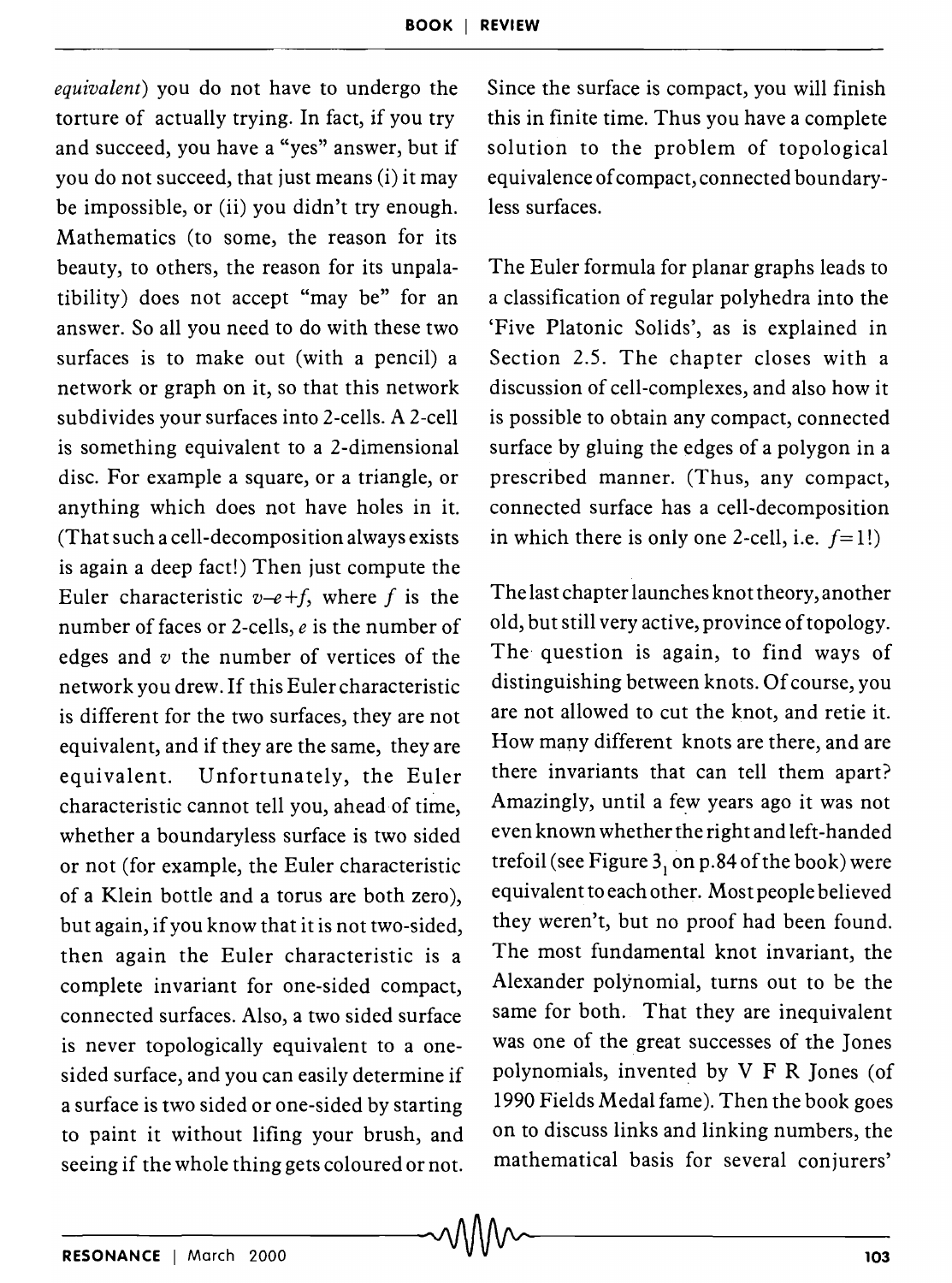*equivalent*) you do not have to undergo the torture of actually trying. In fact, if you try and succeed, you have a "yes" answer, but if you do not succeed, that just means (i) it may be impossible, or (ii) you didn't try enough. Mathematics (to some, the reason for its beauty, to others, the reason for its unpalatibility) does not accept "may be" for an answer. So all you need to do with these two surfaces is to make out (with a pencil) a network or graph on it, so that this network subdivides your surfaces into 2-cells. A 2-cell is something equivalent to a 2-dimensional disc. For example a square, or a triangle, or anything which does not have holes in it. (That such a cell-decomposition always exists is again a deep fact!) Then just compute the Euler characteristic $v$–$e$+$f$, where $f$ is the number of faces or 2-cells, $e$ is the number of edges and $v$ the number of vertices of the network you drew. If this Euler characteristic is different for the two surfaces, they are not equivalent, and if they are the same, they are equivalent. Unfortunately, the Euler characteristic cannot tell you, ahead of time, whether a boundaryless surface is two sided or not (for example, the Euler characteristic of a Klein bottle and a torus are both zero), but again, if you know that it is not two-sided, then again the Euler characteristic is a complete invariant for one-sided compact, connected surfaces. Also, a two sided surface is never topologically equivalent to a one-sided surface, and you can easily determine if a surface is two sided or one-sided by starting to paint it without lifing your brush, and seeing if the whole thing gets coloured or not. Since the surface is compact, you will finish this in finite time. Thus you have a complete solution to the problem of topological equivalence of compact, connected boundaryless surfaces.

The Euler formula for planar graphs leads to a classification of regular polyhedra into the 'Five Platonic Solids', as is explained in Section 2.5. The chapter closes with a discussion of cell-complexes, and also how it is possible to obtain any compact, connected surface by gluing the edges of a polygon in a prescribed manner. (Thus, any compact, connected surface has a cell-decomposition in which there is only one 2-cell, i.e. $f$=1!)

The last chapter launches knot theory, another old, but still very active, province of topology. The question is again, to find ways of distinguishing between knots. Of course, you are not allowed to cut the knot, and retie it. How many different knots are there, and are there invariants that can tell them apart? Amazingly, until a few years ago it was not even known whether the right and left-handed trefoil (see Figure $3_1$ on p.84 of the book) were equivalent to each other. Most people believed they weren't, but no proof had been found. The most fundamental knot invariant, the Alexander polynomial, turns out to be the same for both. That they are inequivalent was one of the great successes of the Jones polynomials, invented by V F R Jones (of 1990 Fields Medal fame). Then the book goes on to discuss links and linking numbers, the mathematical basis for several conjurers'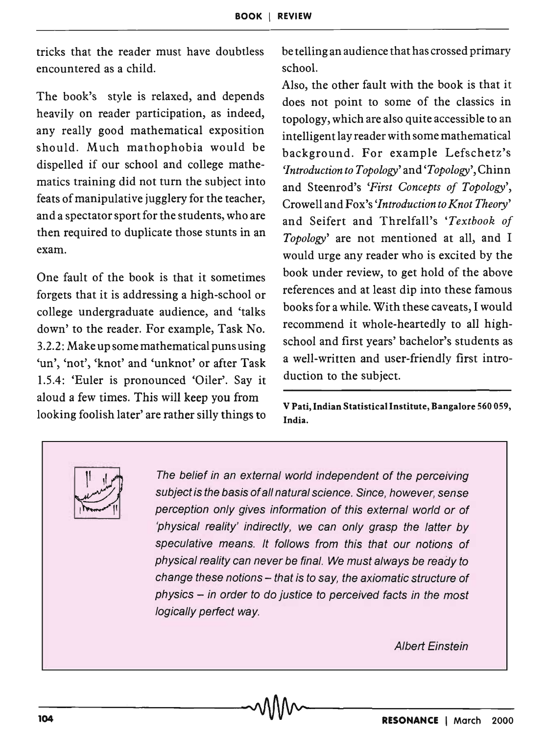tricks that the reader must have doubtless encountered as a child.

The book's style is relaxed, and depends heavily on reader participation, as indeed, any really good mathematical exposition should. Much mathophobia would be dispelled if our school and college mathematics training did not turn the subject into feats of manipulative jugglery for the teacher, and a spectator sport for the students, who are then required to duplicate those stunts in an exam.

One fault of the book is that it sometimes forgets that it is addressing a high-school or college undergraduate audience, and 'talks down' to the reader. For example, Task No. 3.2.2: Make up some mathematical puns using 'un', 'not', 'knot' and 'unknot' or after Task 1.5.4: 'Euler is pronounced 'Oiler'. Say it aloud a few times. This will keep you from looking foolish later' are rather silly things to be telling an audience that has crossed primary school.

Also, the other fault with the book is that it does not point to some of the classics in topology, which are also quite accessible to an intelligent lay reader with some mathematical background. For example Lefschetz's *'Introduction to Topology'* and *'Topology'*, Chinn and Steenrod's *'First Concepts of Topology'*, Crowell and Fox's *'Introduction to Knot Theory'* and Seifert and Threlfall's *'Textbook of Topology'* are not mentioned at all, and I would urge any reader who is excited by the book under review, to get hold of the above references and at least dip into these famous books for a while. With these caveats, I would recommend it whole-heartedly to all high-school and first years' bachelor's students as a well-written and user-friendly first introduction to the subject.

**V Pati, Indian Statistical Institute, Bangalore 560 059, India.**

*The belief in an external world independent of the perceiving subject is the basis of all natural science. Since, however, sense perception only gives information of this external world or of 'physical reality' indirectly, we can only grasp the latter by speculative means. It follows from this that our notions of physical reality can never be final. We must always be ready to change these notions – that is to say, the axiomatic structure of physics – in order to do justice to perceived facts in the most logically perfect way.*

*Albert Einstein*